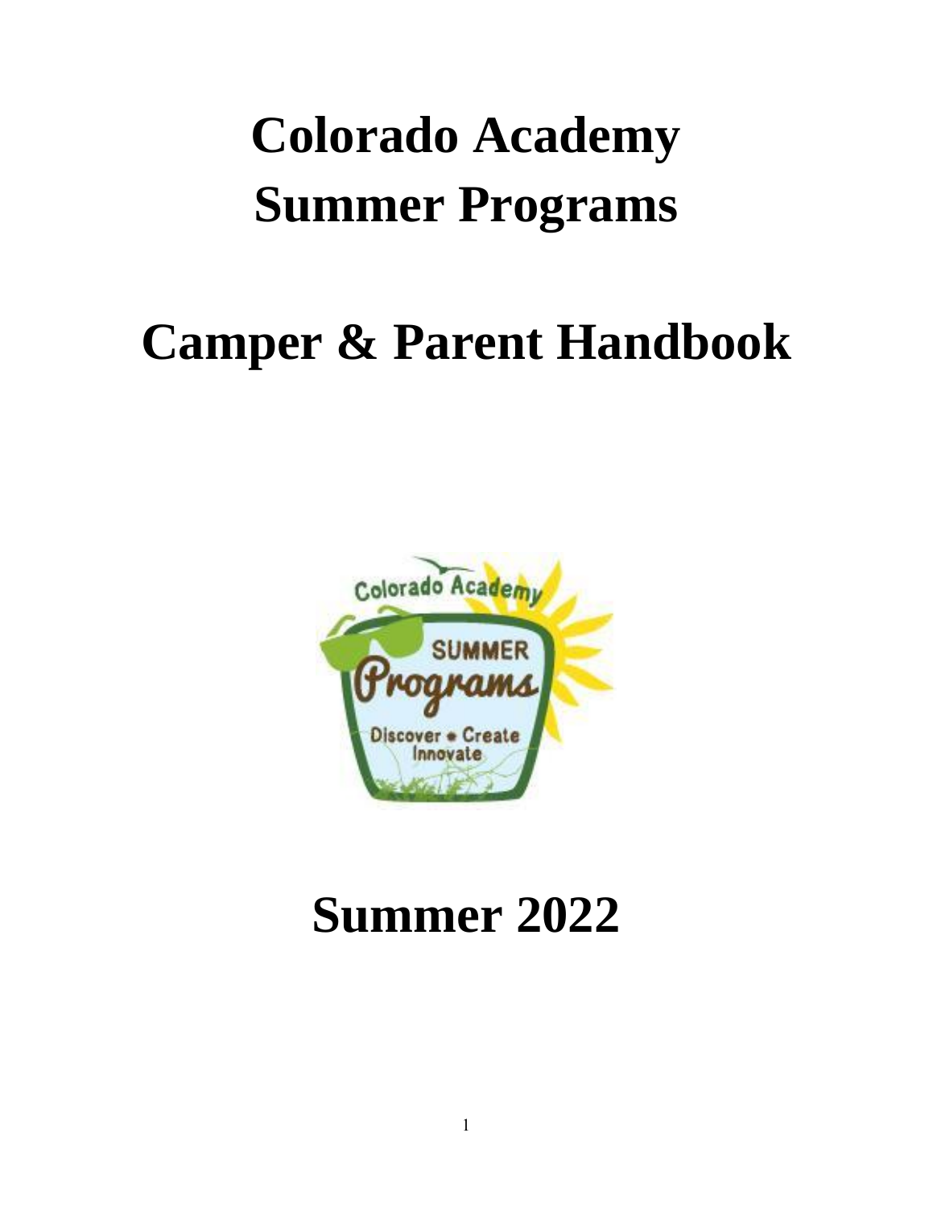# Colorado Academy Summer Programs

# Camper & Parent Handbook

# Summer 2022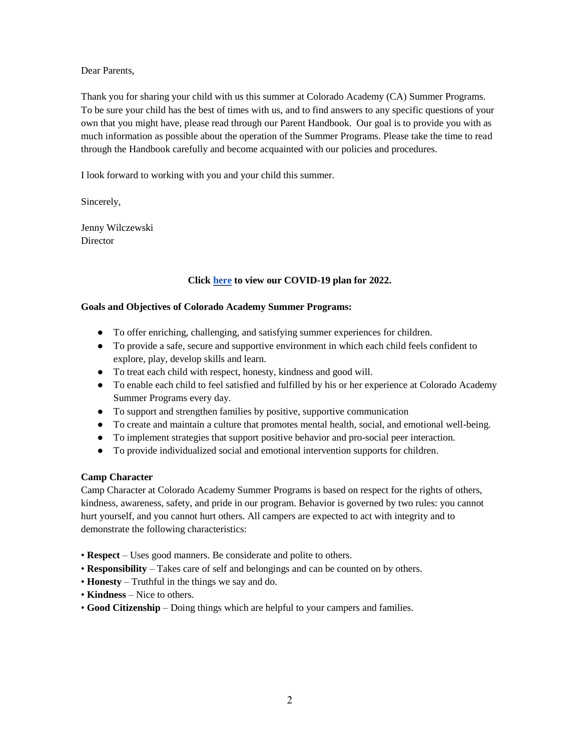Dear Parents,

Thank you for sharing your child with us this summer at Colorado Academy (CA) Summer Programs. To be sure your child has the best of times with us, and to find answers to any specific questions of your own that you might have, please read through our Parent Handbook. Our goal is to provide you with as much information as possible about the operation of the Summer Programs. Please take the time to read through the Handbook carefully and become acquainted with our policies and procedures.

I look forward to working with you and your child this summer.

Sincerely,

Jenny Wilczewski
Director

**Click here to view our COVID-19 plan for 2022.**

**Goals and Objectives of Colorado Academy Summer Programs:**

- To offer enriching, challenging, and satisfying summer experiences for children.
- To provide a safe, secure and supportive environment in which each child feels confident to explore, play, develop skills and learn.
- To treat each child with respect, honesty, kindness and good will.
- To enable each child to feel satisfied and fulfilled by his or her experience at Colorado Academy Summer Programs every day.
- To support and strengthen families by positive, supportive communication
- To create and maintain a culture that promotes mental health, social, and emotional well-being.
- To implement strategies that support positive behavior and pro-social peer interaction.
- To provide individualized social and emotional intervention supports for children.

**Camp Character**

Camp Character at Colorado Academy Summer Programs is based on respect for the rights of others, kindness, awareness, safety, and pride in our program. Behavior is governed by two rules: you cannot hurt yourself, and you cannot hurt others. All campers are expected to act with integrity and to demonstrate the following characteristics:

- **Respect** – Uses good manners. Be considerate and polite to others.
- **Responsibility** – Takes care of self and belongings and can be counted on by others.
- **Honesty** – Truthful in the things we say and do.
- **Kindness** – Nice to others.
- **Good Citizenship** – Doing things which are helpful to your campers and families.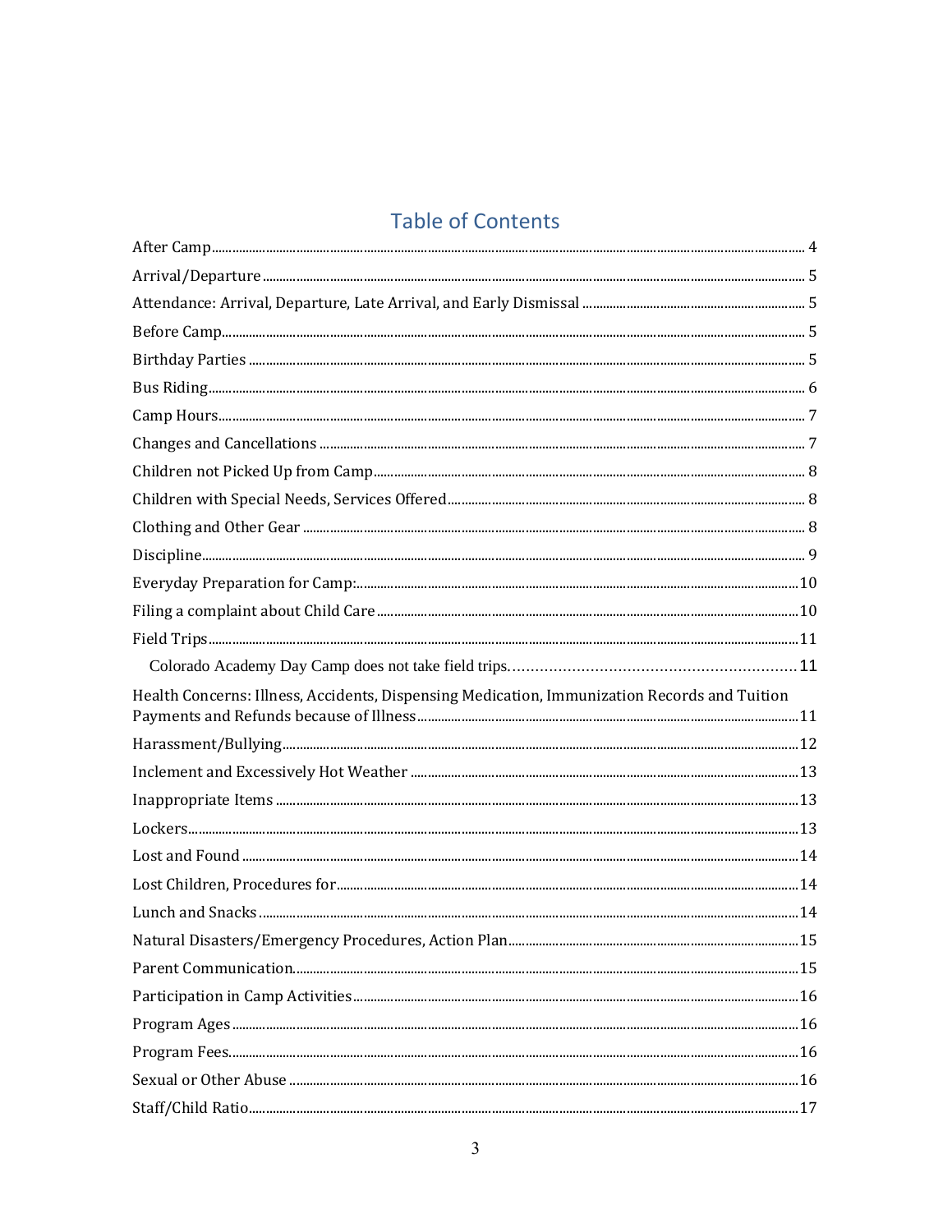# Table of Contents

After Camp ..... 4
Arrival/Departure ..... 5
Attendance: Arrival, Departure, Late Arrival, and Early Dismissal ..... 5
Before Camp ..... 5
Birthday Parties ..... 5
Bus Riding ..... 6
Camp Hours ..... 7
Changes and Cancellations ..... 7
Children not Picked Up from Camp ..... 8
Children with Special Needs, Services Offered ..... 8
Clothing and Other Gear ..... 8
Discipline ..... 9
Everyday Preparation for Camp: ..... 10
Filing a complaint about Child Care ..... 10
Field Trips ..... 11
    Colorado Academy Day Camp does not take field trips. ..... 11
Health Concerns: Illness, Accidents, Dispensing Medication, Immunization Records and Tuition Payments and Refunds because of Illness ..... 11
Harassment/Bullying ..... 12
Inclement and Excessively Hot Weather ..... 13
Inappropriate Items ..... 13
Lockers ..... 13
Lost and Found ..... 14
Lost Children, Procedures for ..... 14
Lunch and Snacks ..... 14
Natural Disasters/Emergency Procedures, Action Plan ..... 15
Parent Communication ..... 15
Participation in Camp Activities ..... 16
Program Ages ..... 16
Program Fees ..... 16
Sexual or Other Abuse ..... 16
Staff/Child Ratio ..... 17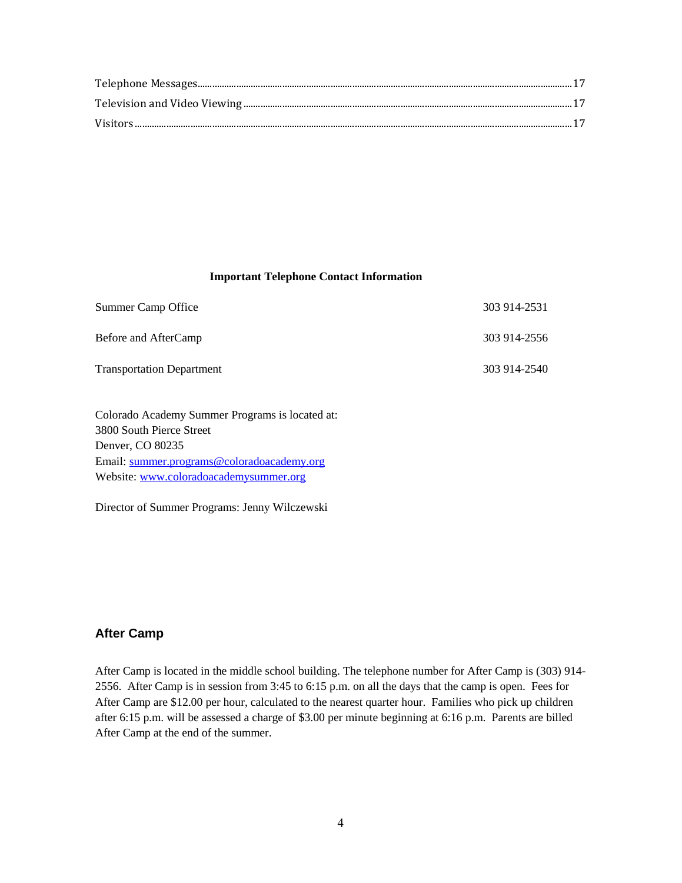Telephone Messages....................................................................................................................................17
Television and Video Viewing ..................................................................................................................17
Visitors..........................................................................................................................................................17

**Important Telephone Contact Information**

| | |
|---|---|
| Summer Camp Office | 303 914-2531 |
| Before and AfterCamp | 303 914-2556 |
| Transportation Department | 303 914-2540 |

Colorado Academy Summer Programs is located at:
3800 South Pierce Street
Denver, CO 80235
Email: [summer.programs@coloradoacademy.org](mailto:summer.programs@coloradoacademy.org)
Website: [www.coloradoacademysummer.org](http://www.coloradoacademysummer.org)

Director of Summer Programs: Jenny Wilczewski

## After Camp

After Camp is located in the middle school building. The telephone number for After Camp is (303) 914-2556. After Camp is in session from 3:45 to 6:15 p.m. on all the days that the camp is open. Fees for After Camp are $12.00 per hour, calculated to the nearest quarter hour. Families who pick up children after 6:15 p.m. will be assessed a charge of $3.00 per minute beginning at 6:16 p.m. Parents are billed After Camp at the end of the summer.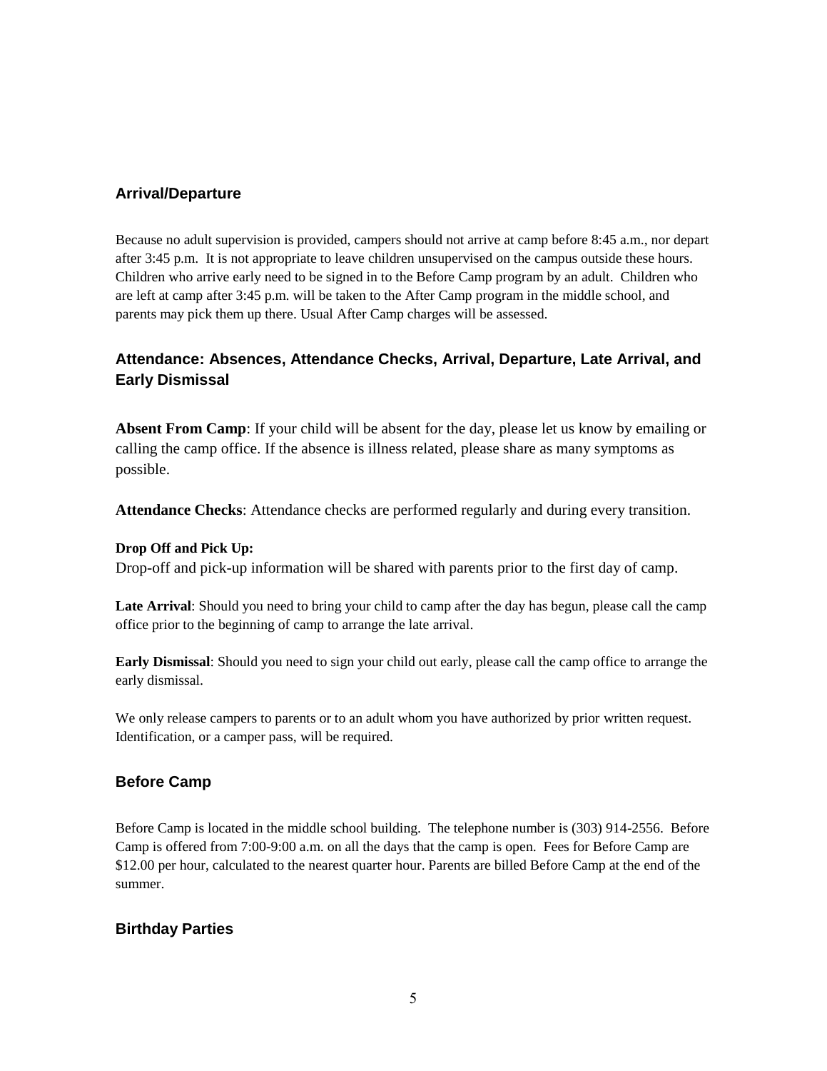## Arrival/Departure

Because no adult supervision is provided, campers should not arrive at camp before 8:45 a.m., nor depart after 3:45 p.m. It is not appropriate to leave children unsupervised on the campus outside these hours. Children who arrive early need to be signed in to the Before Camp program by an adult. Children who are left at camp after 3:45 p.m. will be taken to the After Camp program in the middle school, and parents may pick them up there. Usual After Camp charges will be assessed.

## Attendance: Absences, Attendance Checks, Arrival, Departure, Late Arrival, and Early Dismissal

**Absent From Camp**: If your child will be absent for the day, please let us know by emailing or calling the camp office. If the absence is illness related, please share as many symptoms as possible.

**Attendance Checks**: Attendance checks are performed regularly and during every transition.

**Drop Off and Pick Up:**
Drop-off and pick-up information will be shared with parents prior to the first day of camp.

**Late Arrival**: Should you need to bring your child to camp after the day has begun, please call the camp office prior to the beginning of camp to arrange the late arrival.

**Early Dismissal**: Should you need to sign your child out early, please call the camp office to arrange the early dismissal.

We only release campers to parents or to an adult whom you have authorized by prior written request. Identification, or a camper pass, will be required.

## Before Camp

Before Camp is located in the middle school building. The telephone number is (303) 914-2556. Before Camp is offered from 7:00-9:00 a.m. on all the days that the camp is open. Fees for Before Camp are $12.00 per hour, calculated to the nearest quarter hour. Parents are billed Before Camp at the end of the summer.

## Birthday Parties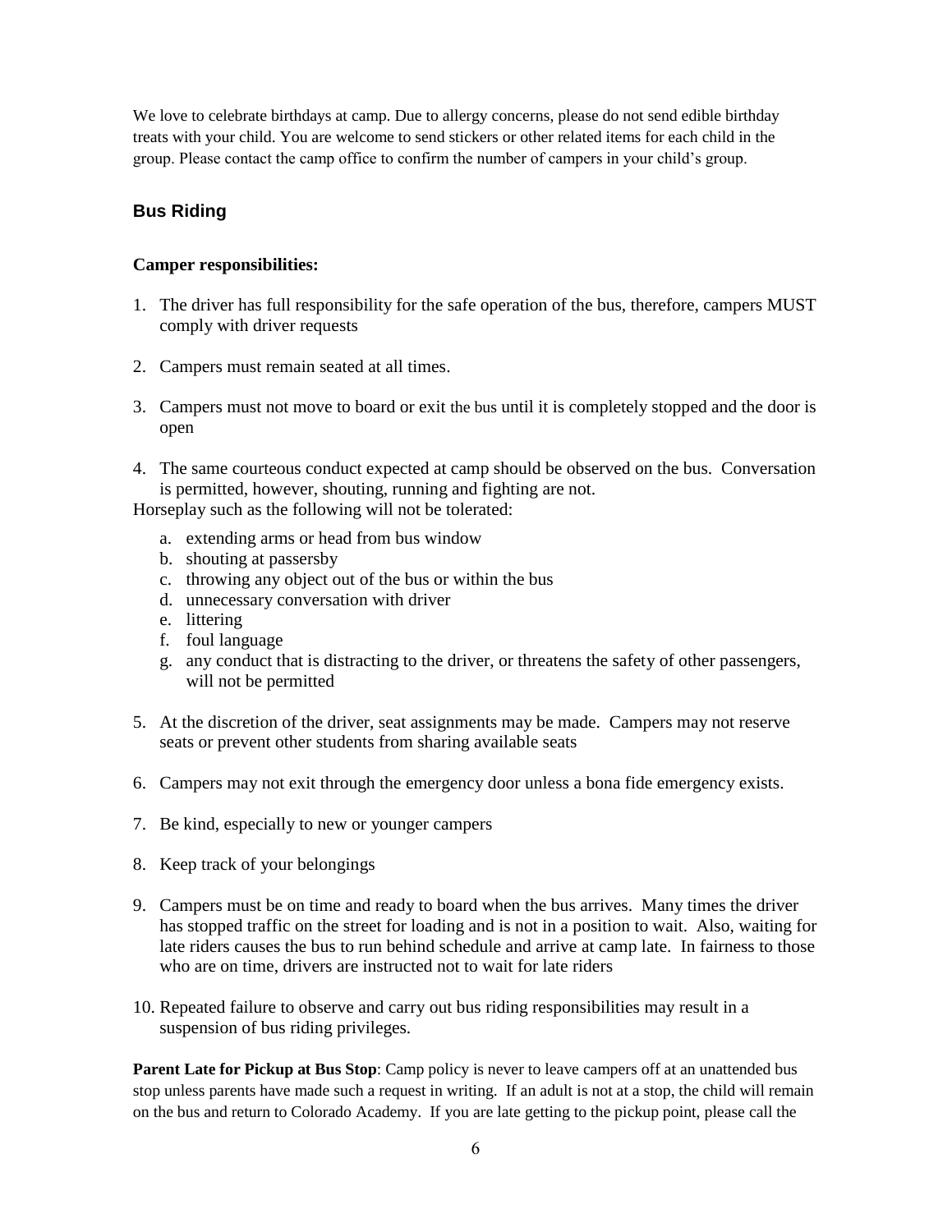We love to celebrate birthdays at camp. Due to allergy concerns, please do not send edible birthday treats with your child. You are welcome to send stickers or other related items for each child in the group. Please contact the camp office to confirm the number of campers in your child's group.

## Bus Riding

**Camper responsibilities:**

1. The driver has full responsibility for the safe operation of the bus, therefore, campers MUST comply with driver requests

2. Campers must remain seated at all times.

3. Campers must not move to board or exit the bus until it is completely stopped and the door is open

4. The same courteous conduct expected at camp should be observed on the bus. Conversation is permitted, however, shouting, running and fighting are not.

Horseplay such as the following will not be tolerated:

   a. extending arms or head from bus window
   b. shouting at passersby
   c. throwing any object out of the bus or within the bus
   d. unnecessary conversation with driver
   e. littering
   f. foul language
   g. any conduct that is distracting to the driver, or threatens the safety of other passengers, will not be permitted

5. At the discretion of the driver, seat assignments may be made. Campers may not reserve seats or prevent other students from sharing available seats

6. Campers may not exit through the emergency door unless a bona fide emergency exists.

7. Be kind, especially to new or younger campers

8. Keep track of your belongings

9. Campers must be on time and ready to board when the bus arrives. Many times the driver has stopped traffic on the street for loading and is not in a position to wait. Also, waiting for late riders causes the bus to run behind schedule and arrive at camp late. In fairness to those who are on time, drivers are instructed not to wait for late riders

10. Repeated failure to observe and carry out bus riding responsibilities may result in a suspension of bus riding privileges.

**Parent Late for Pickup at Bus Stop**: Camp policy is never to leave campers off at an unattended bus stop unless parents have made such a request in writing. If an adult is not at a stop, the child will remain on the bus and return to Colorado Academy. If you are late getting to the pickup point, please call the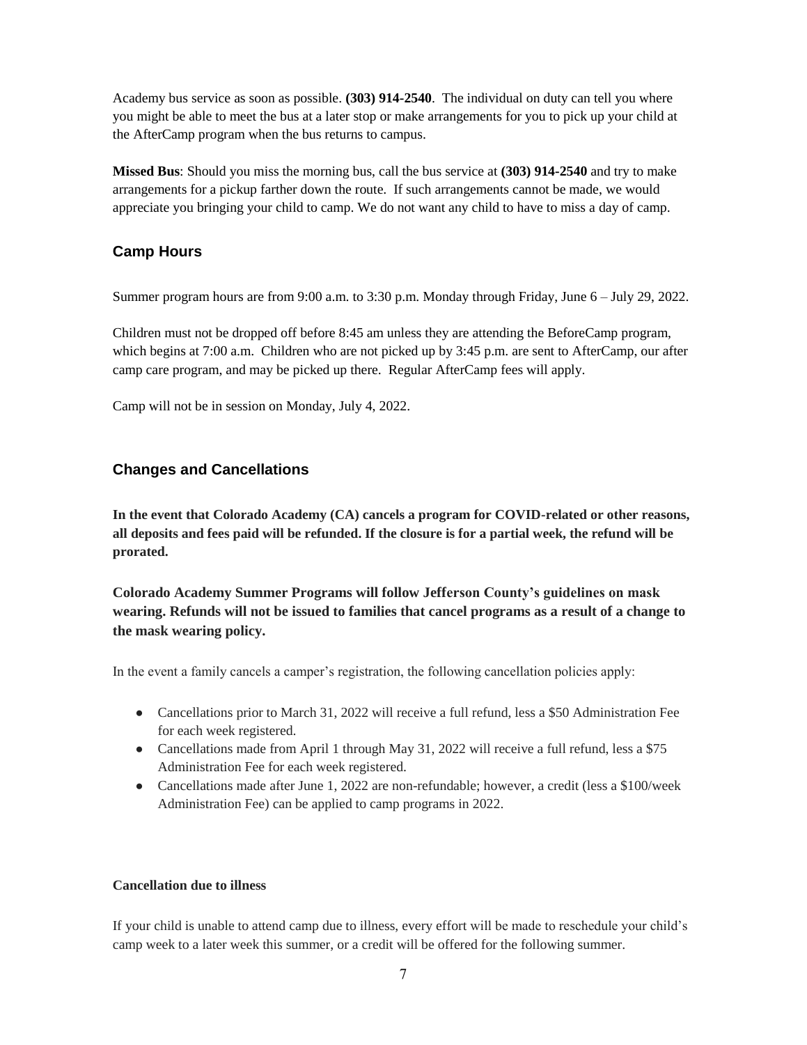Academy bus service as soon as possible. **(303) 914-2540**. The individual on duty can tell you where you might be able to meet the bus at a later stop or make arrangements for you to pick up your child at the AfterCamp program when the bus returns to campus.

**Missed Bus**: Should you miss the morning bus, call the bus service at **(303) 914-2540** and try to make arrangements for a pickup farther down the route. If such arrangements cannot be made, we would appreciate you bringing your child to camp. We do not want any child to have to miss a day of camp.

## Camp Hours

Summer program hours are from 9:00 a.m. to 3:30 p.m. Monday through Friday, June 6 – July 29, 2022.

Children must not be dropped off before 8:45 am unless they are attending the BeforeCamp program, which begins at 7:00 a.m. Children who are not picked up by 3:45 p.m. are sent to AfterCamp, our after camp care program, and may be picked up there. Regular AfterCamp fees will apply.

Camp will not be in session on Monday, July 4, 2022.

## Changes and Cancellations

**In the event that Colorado Academy (CA) cancels a program for COVID-related or other reasons, all deposits and fees paid will be refunded. If the closure is for a partial week, the refund will be prorated.**

**Colorado Academy Summer Programs will follow Jefferson County's guidelines on mask wearing. Refunds will not be issued to families that cancel programs as a result of a change to the mask wearing policy.**

In the event a family cancels a camper's registration, the following cancellation policies apply:

- Cancellations prior to March 31, 2022 will receive a full refund, less a $50 Administration Fee for each week registered.
- Cancellations made from April 1 through May 31, 2022 will receive a full refund, less a $75 Administration Fee for each week registered.
- Cancellations made after June 1, 2022 are non-refundable; however, a credit (less a $100/week Administration Fee) can be applied to camp programs in 2022.

**Cancellation due to illness**

If your child is unable to attend camp due to illness, every effort will be made to reschedule your child's camp week to a later week this summer, or a credit will be offered for the following summer.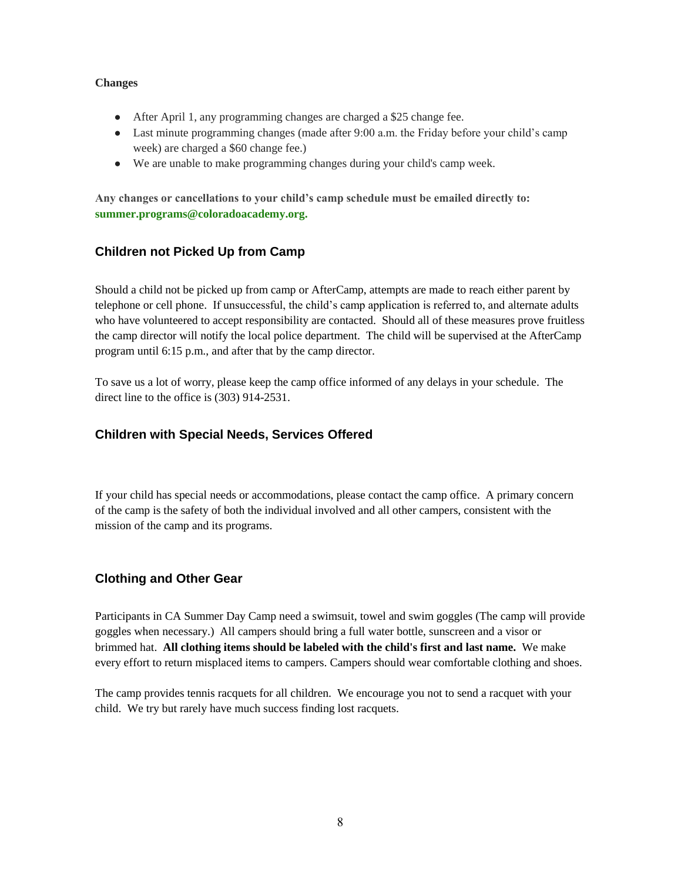**Changes**

- After April 1, any programming changes are charged a $25 change fee.
- Last minute programming changes (made after 9:00 a.m. the Friday before your child's camp week) are charged a $60 change fee.)
- We are unable to make programming changes during your child's camp week.

**Any changes or cancellations to your child's camp schedule must be emailed directly to: summer.programs@coloradoacademy.org.**

## Children not Picked Up from Camp

Should a child not be picked up from camp or AfterCamp, attempts are made to reach either parent by telephone or cell phone. If unsuccessful, the child's camp application is referred to, and alternate adults who have volunteered to accept responsibility are contacted. Should all of these measures prove fruitless the camp director will notify the local police department. The child will be supervised at the AfterCamp program until 6:15 p.m., and after that by the camp director.

To save us a lot of worry, please keep the camp office informed of any delays in your schedule. The direct line to the office is (303) 914-2531.

## Children with Special Needs, Services Offered

If your child has special needs or accommodations, please contact the camp office. A primary concern of the camp is the safety of both the individual involved and all other campers, consistent with the mission of the camp and its programs.

## Clothing and Other Gear

Participants in CA Summer Day Camp need a swimsuit, towel and swim goggles (The camp will provide goggles when necessary.) All campers should bring a full water bottle, sunscreen and a visor or brimmed hat. **All clothing items should be labeled with the child's first and last name.** We make every effort to return misplaced items to campers. Campers should wear comfortable clothing and shoes.

The camp provides tennis racquets for all children. We encourage you not to send a racquet with your child. We try but rarely have much success finding lost racquets.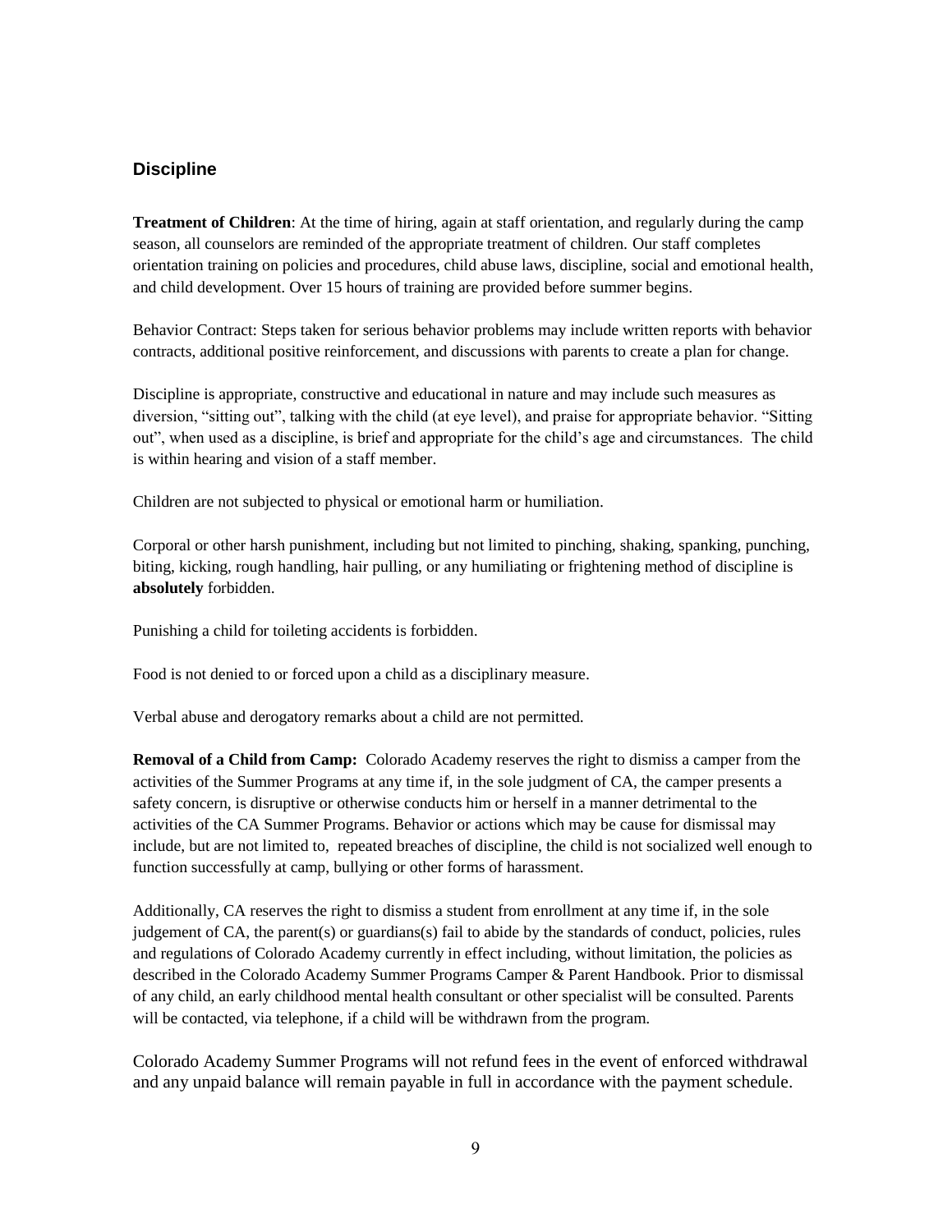## Discipline

**Treatment of Children**: At the time of hiring, again at staff orientation, and regularly during the camp season, all counselors are reminded of the appropriate treatment of children. Our staff completes orientation training on policies and procedures, child abuse laws, discipline, social and emotional health, and child development. Over 15 hours of training are provided before summer begins.

Behavior Contract: Steps taken for serious behavior problems may include written reports with behavior contracts, additional positive reinforcement, and discussions with parents to create a plan for change.

Discipline is appropriate, constructive and educational in nature and may include such measures as diversion, "sitting out", talking with the child (at eye level), and praise for appropriate behavior. "Sitting out", when used as a discipline, is brief and appropriate for the child's age and circumstances. The child is within hearing and vision of a staff member.

Children are not subjected to physical or emotional harm or humiliation.

Corporal or other harsh punishment, including but not limited to pinching, shaking, spanking, punching, biting, kicking, rough handling, hair pulling, or any humiliating or frightening method of discipline is **absolutely** forbidden.

Punishing a child for toileting accidents is forbidden.

Food is not denied to or forced upon a child as a disciplinary measure.

Verbal abuse and derogatory remarks about a child are not permitted.

**Removal of a Child from Camp:** Colorado Academy reserves the right to dismiss a camper from the activities of the Summer Programs at any time if, in the sole judgment of CA, the camper presents a safety concern, is disruptive or otherwise conducts him or herself in a manner detrimental to the activities of the CA Summer Programs. Behavior or actions which may be cause for dismissal may include, but are not limited to, repeated breaches of discipline, the child is not socialized well enough to function successfully at camp, bullying or other forms of harassment.

Additionally, CA reserves the right to dismiss a student from enrollment at any time if, in the sole judgement of CA, the parent(s) or guardians(s) fail to abide by the standards of conduct, policies, rules and regulations of Colorado Academy currently in effect including, without limitation, the policies as described in the Colorado Academy Summer Programs Camper & Parent Handbook. Prior to dismissal of any child, an early childhood mental health consultant or other specialist will be consulted. Parents will be contacted, via telephone, if a child will be withdrawn from the program.

Colorado Academy Summer Programs will not refund fees in the event of enforced withdrawal and any unpaid balance will remain payable in full in accordance with the payment schedule.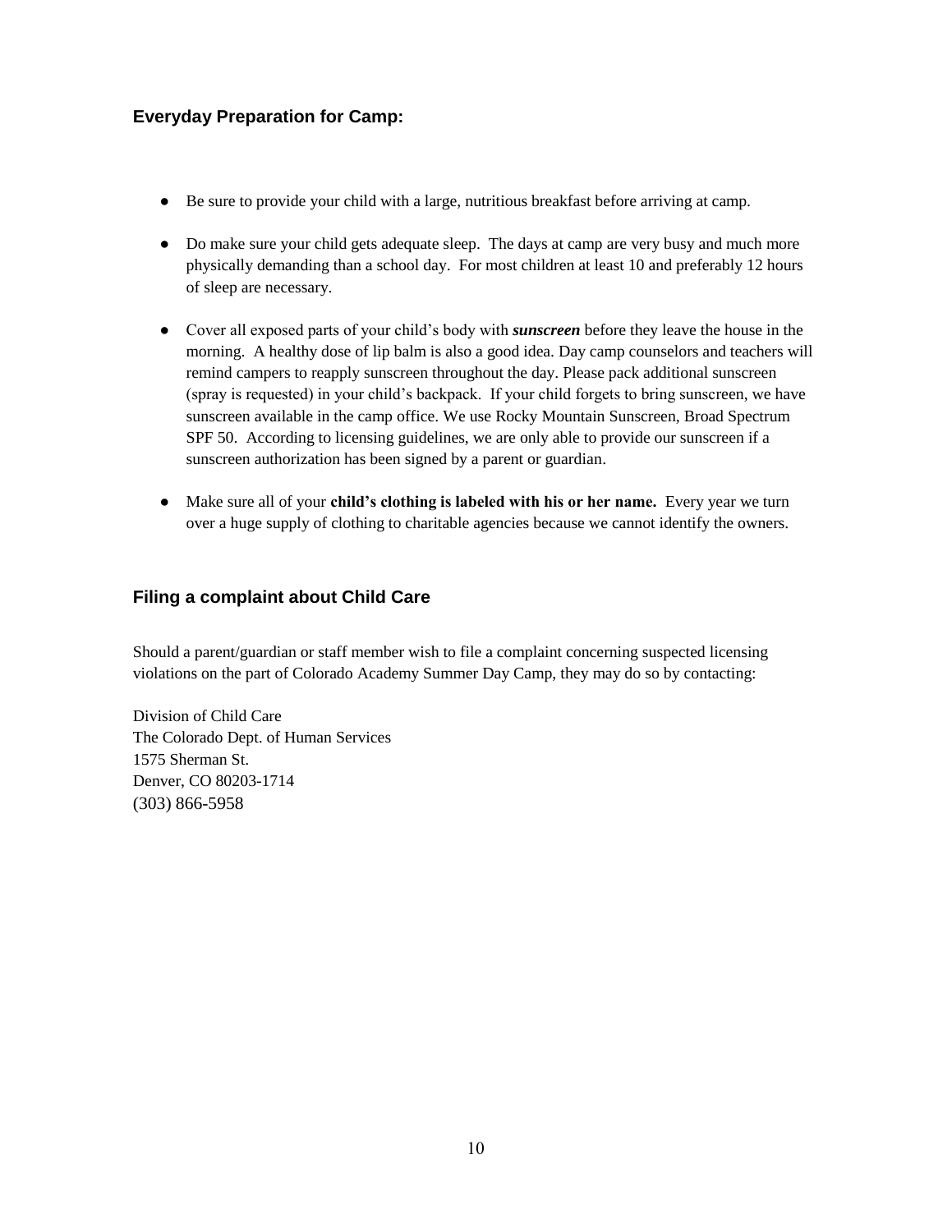## Everyday Preparation for Camp:

- Be sure to provide your child with a large, nutritious breakfast before arriving at camp.
- Do make sure your child gets adequate sleep. The days at camp are very busy and much more physically demanding than a school day. For most children at least 10 and preferably 12 hours of sleep are necessary.
- Cover all exposed parts of your child's body with ***sunscreen*** before they leave the house in the morning. A healthy dose of lip balm is also a good idea. Day camp counselors and teachers will remind campers to reapply sunscreen throughout the day. Please pack additional sunscreen (spray is requested) in your child's backpack. If your child forgets to bring sunscreen, we have sunscreen available in the camp office. We use Rocky Mountain Sunscreen, Broad Spectrum SPF 50. According to licensing guidelines, we are only able to provide our sunscreen if a sunscreen authorization has been signed by a parent or guardian.
- Make sure all of your **child's clothing is labeled with his or her name.** Every year we turn over a huge supply of clothing to charitable agencies because we cannot identify the owners.

## Filing a complaint about Child Care

Should a parent/guardian or staff member wish to file a complaint concerning suspected licensing violations on the part of Colorado Academy Summer Day Camp, they may do so by contacting:

Division of Child Care
The Colorado Dept. of Human Services
1575 Sherman St.
Denver, CO 80203-1714
(303) 866-5958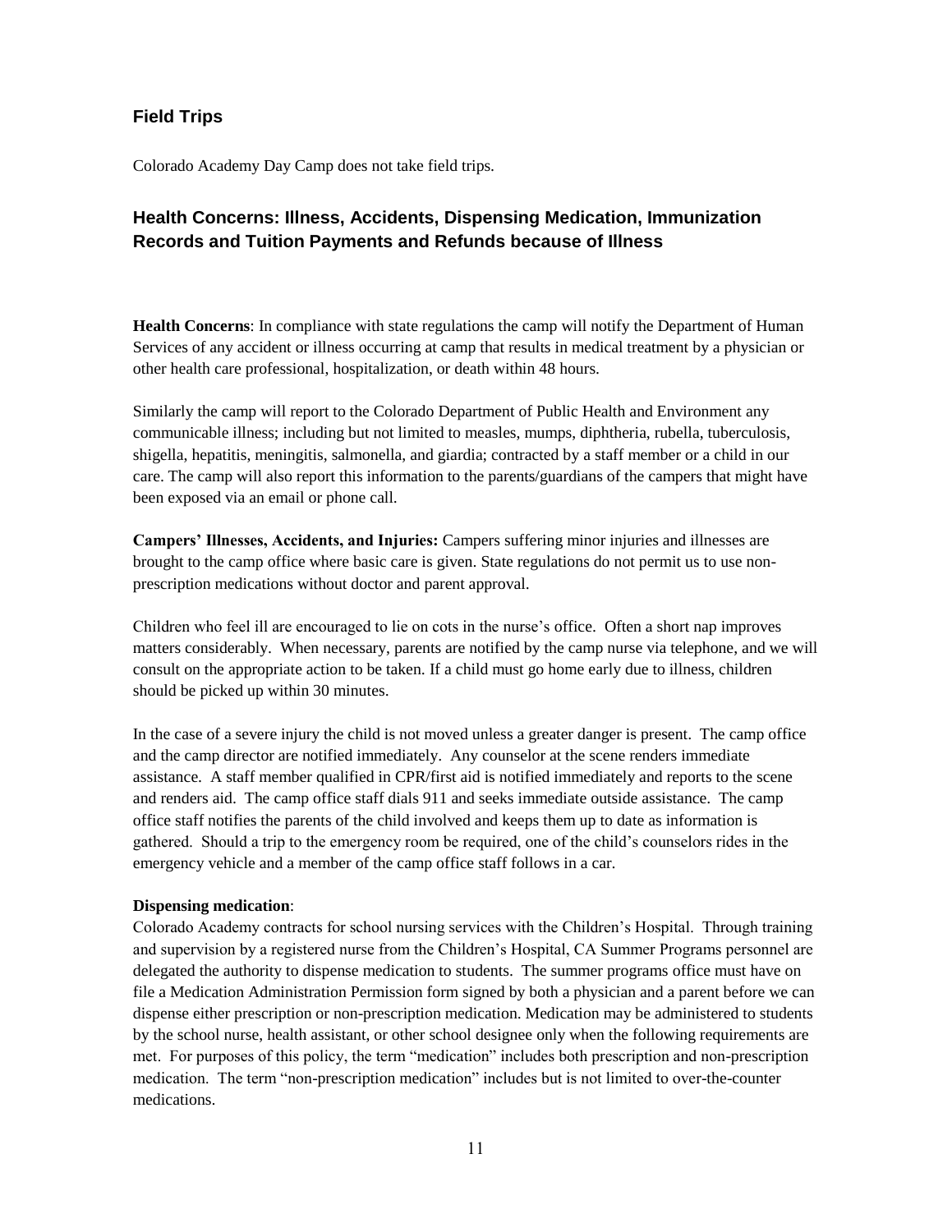## Field Trips

Colorado Academy Day Camp does not take field trips.

## Health Concerns: Illness, Accidents, Dispensing Medication, Immunization Records and Tuition Payments and Refunds because of Illness

**Health Concerns**: In compliance with state regulations the camp will notify the Department of Human Services of any accident or illness occurring at camp that results in medical treatment by a physician or other health care professional, hospitalization, or death within 48 hours.

Similarly the camp will report to the Colorado Department of Public Health and Environment any communicable illness; including but not limited to measles, mumps, diphtheria, rubella, tuberculosis, shigella, hepatitis, meningitis, salmonella, and giardia; contracted by a staff member or a child in our care. The camp will also report this information to the parents/guardians of the campers that might have been exposed via an email or phone call.

**Campers' Illnesses, Accidents, and Injuries:** Campers suffering minor injuries and illnesses are brought to the camp office where basic care is given. State regulations do not permit us to use non-prescription medications without doctor and parent approval.

Children who feel ill are encouraged to lie on cots in the nurse's office. Often a short nap improves matters considerably. When necessary, parents are notified by the camp nurse via telephone, and we will consult on the appropriate action to be taken. If a child must go home early due to illness, children should be picked up within 30 minutes.

In the case of a severe injury the child is not moved unless a greater danger is present. The camp office and the camp director are notified immediately. Any counselor at the scene renders immediate assistance. A staff member qualified in CPR/first aid is notified immediately and reports to the scene and renders aid. The camp office staff dials 911 and seeks immediate outside assistance. The camp office staff notifies the parents of the child involved and keeps them up to date as information is gathered. Should a trip to the emergency room be required, one of the child's counselors rides in the emergency vehicle and a member of the camp office staff follows in a car.

**Dispensing medication**:

Colorado Academy contracts for school nursing services with the Children's Hospital. Through training and supervision by a registered nurse from the Children's Hospital, CA Summer Programs personnel are delegated the authority to dispense medication to students. The summer programs office must have on file a Medication Administration Permission form signed by both a physician and a parent before we can dispense either prescription or non-prescription medication. Medication may be administered to students by the school nurse, health assistant, or other school designee only when the following requirements are met. For purposes of this policy, the term "medication" includes both prescription and non-prescription medication. The term "non-prescription medication" includes but is not limited to over-the-counter medications.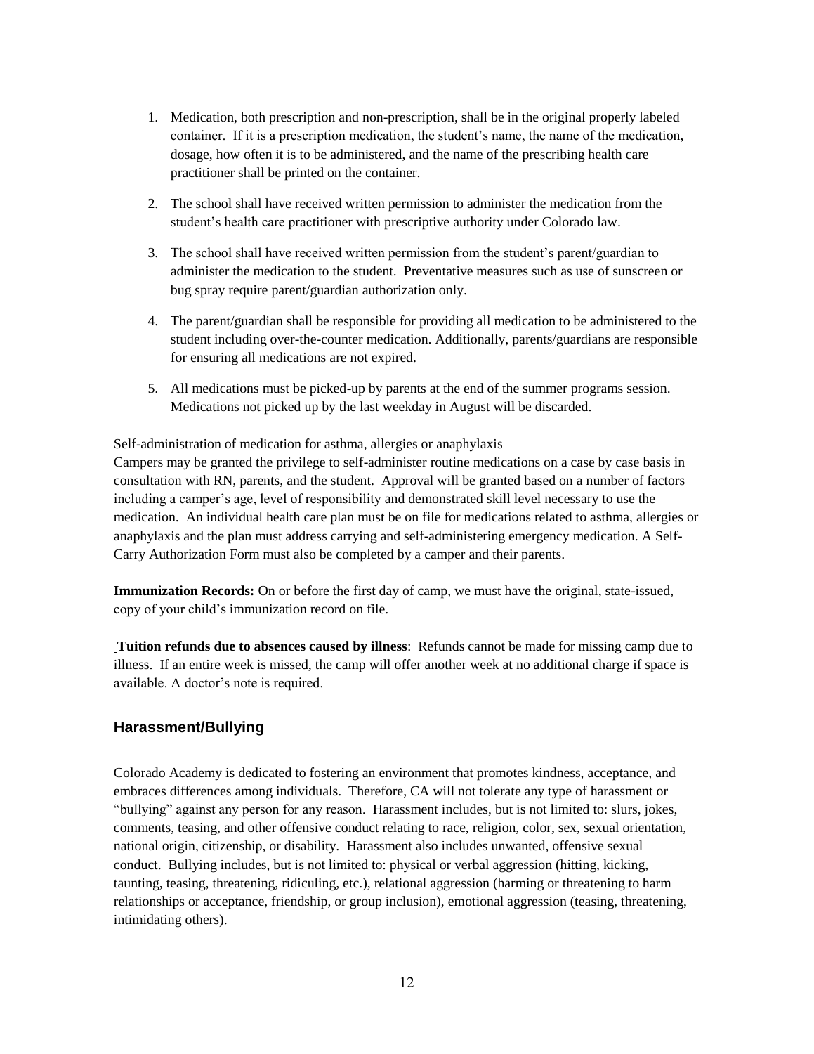1. Medication, both prescription and non-prescription, shall be in the original properly labeled container. If it is a prescription medication, the student's name, the name of the medication, dosage, how often it is to be administered, and the name of the prescribing health care practitioner shall be printed on the container.

2. The school shall have received written permission to administer the medication from the student's health care practitioner with prescriptive authority under Colorado law.

3. The school shall have received written permission from the student's parent/guardian to administer the medication to the student. Preventative measures such as use of sunscreen or bug spray require parent/guardian authorization only.

4. The parent/guardian shall be responsible for providing all medication to be administered to the student including over-the-counter medication. Additionally, parents/guardians are responsible for ensuring all medications are not expired.

5. All medications must be picked-up by parents at the end of the summer programs session. Medications not picked up by the last weekday in August will be discarded.

<u>Self-administration of medication for asthma, allergies or anaphylaxis</u>

Campers may be granted the privilege to self-administer routine medications on a case by case basis in consultation with RN, parents, and the student. Approval will be granted based on a number of factors including a camper's age, level of responsibility and demonstrated skill level necessary to use the medication. An individual health care plan must be on file for medications related to asthma, allergies or anaphylaxis and the plan must address carrying and self-administering emergency medication. A Self-Carry Authorization Form must also be completed by a camper and their parents.

**Immunization Records:** On or before the first day of camp, we must have the original, state-issued, copy of your child's immunization record on file.

**Tuition refunds due to absences caused by illness**: Refunds cannot be made for missing camp due to illness. If an entire week is missed, the camp will offer another week at no additional charge if space is available. A doctor's note is required.

## Harassment/Bullying

Colorado Academy is dedicated to fostering an environment that promotes kindness, acceptance, and embraces differences among individuals. Therefore, CA will not tolerate any type of harassment or "bullying" against any person for any reason. Harassment includes, but is not limited to: slurs, jokes, comments, teasing, and other offensive conduct relating to race, religion, color, sex, sexual orientation, national origin, citizenship, or disability. Harassment also includes unwanted, offensive sexual conduct. Bullying includes, but is not limited to: physical or verbal aggression (hitting, kicking, taunting, teasing, threatening, ridiculing, etc.), relational aggression (harming or threatening to harm relationships or acceptance, friendship, or group inclusion), emotional aggression (teasing, threatening, intimidating others).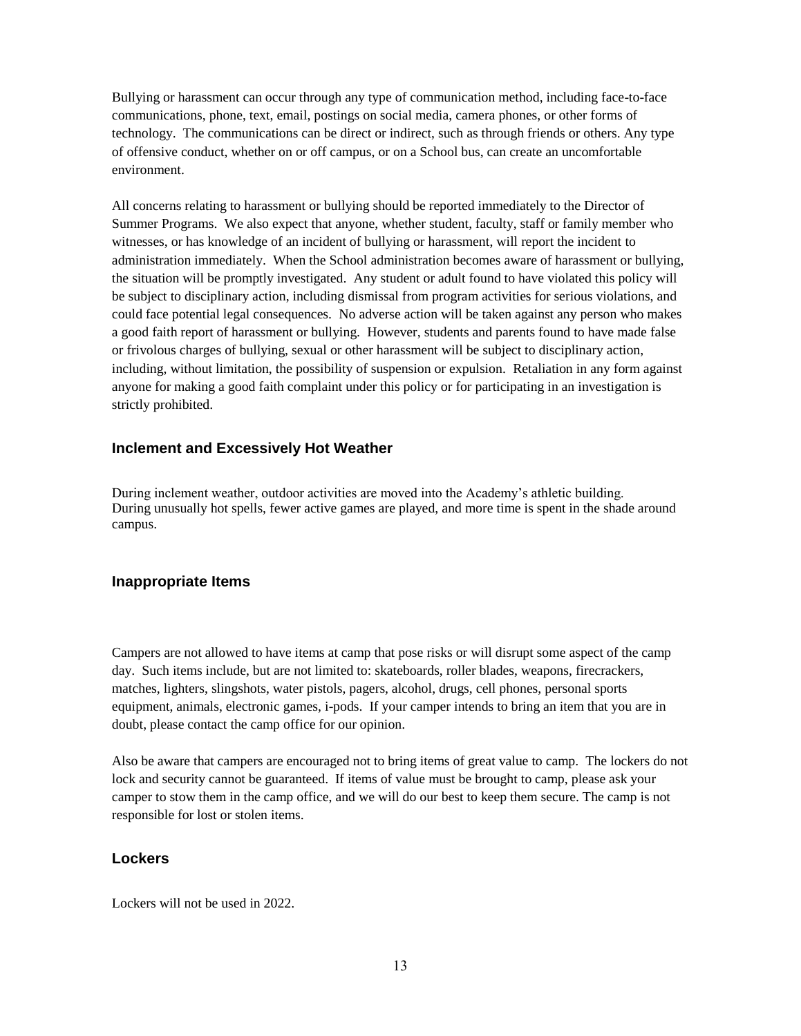Bullying or harassment can occur through any type of communication method, including face-to-face communications, phone, text, email, postings on social media, camera phones, or other forms of technology. The communications can be direct or indirect, such as through friends or others. Any type of offensive conduct, whether on or off campus, or on a School bus, can create an uncomfortable environment.

All concerns relating to harassment or bullying should be reported immediately to the Director of Summer Programs. We also expect that anyone, whether student, faculty, staff or family member who witnesses, or has knowledge of an incident of bullying or harassment, will report the incident to administration immediately. When the School administration becomes aware of harassment or bullying, the situation will be promptly investigated. Any student or adult found to have violated this policy will be subject to disciplinary action, including dismissal from program activities for serious violations, and could face potential legal consequences. No adverse action will be taken against any person who makes a good faith report of harassment or bullying. However, students and parents found to have made false or frivolous charges of bullying, sexual or other harassment will be subject to disciplinary action, including, without limitation, the possibility of suspension or expulsion. Retaliation in any form against anyone for making a good faith complaint under this policy or for participating in an investigation is strictly prohibited.

## Inclement and Excessively Hot Weather

During inclement weather, outdoor activities are moved into the Academy's athletic building. During unusually hot spells, fewer active games are played, and more time is spent in the shade around campus.

## Inappropriate Items

Campers are not allowed to have items at camp that pose risks or will disrupt some aspect of the camp day. Such items include, but are not limited to: skateboards, roller blades, weapons, firecrackers, matches, lighters, slingshots, water pistols, pagers, alcohol, drugs, cell phones, personal sports equipment, animals, electronic games, i-pods. If your camper intends to bring an item that you are in doubt, please contact the camp office for our opinion.

Also be aware that campers are encouraged not to bring items of great value to camp. The lockers do not lock and security cannot be guaranteed. If items of value must be brought to camp, please ask your camper to stow them in the camp office, and we will do our best to keep them secure. The camp is not responsible for lost or stolen items.

## Lockers

Lockers will not be used in 2022.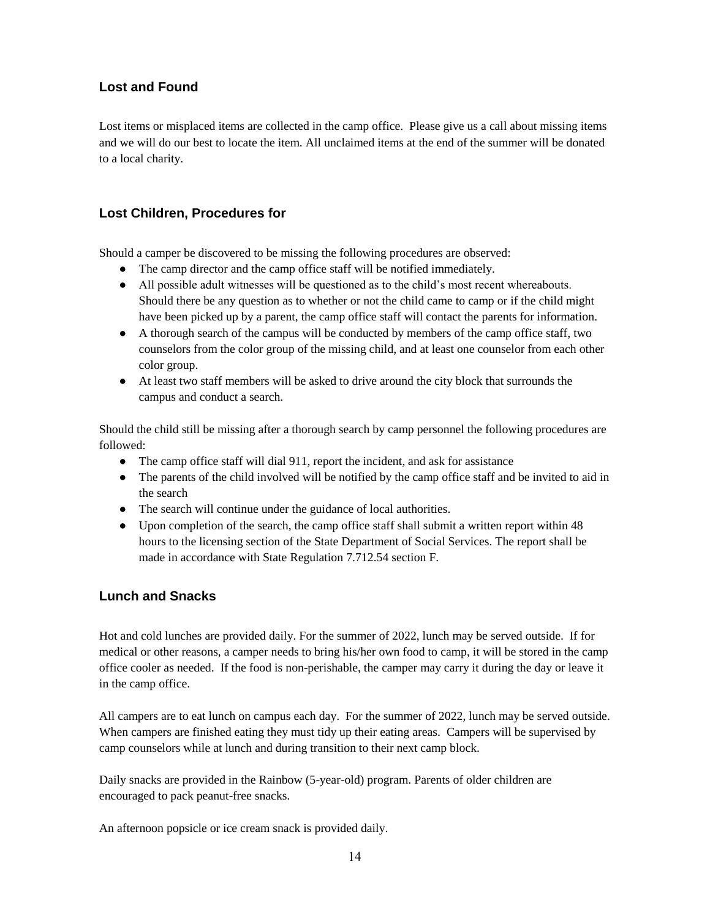## Lost and Found

Lost items or misplaced items are collected in the camp office. Please give us a call about missing items and we will do our best to locate the item. All unclaimed items at the end of the summer will be donated to a local charity.

## Lost Children, Procedures for

Should a camper be discovered to be missing the following procedures are observed:

- The camp director and the camp office staff will be notified immediately.
- All possible adult witnesses will be questioned as to the child's most recent whereabouts. Should there be any question as to whether or not the child came to camp or if the child might have been picked up by a parent, the camp office staff will contact the parents for information.
- A thorough search of the campus will be conducted by members of the camp office staff, two counselors from the color group of the missing child, and at least one counselor from each other color group.
- At least two staff members will be asked to drive around the city block that surrounds the campus and conduct a search.

Should the child still be missing after a thorough search by camp personnel the following procedures are followed:

- The camp office staff will dial 911, report the incident, and ask for assistance
- The parents of the child involved will be notified by the camp office staff and be invited to aid in the search
- The search will continue under the guidance of local authorities.
- Upon completion of the search, the camp office staff shall submit a written report within 48 hours to the licensing section of the State Department of Social Services. The report shall be made in accordance with State Regulation 7.712.54 section F.

## Lunch and Snacks

Hot and cold lunches are provided daily. For the summer of 2022, lunch may be served outside. If for medical or other reasons, a camper needs to bring his/her own food to camp, it will be stored in the camp office cooler as needed. If the food is non-perishable, the camper may carry it during the day or leave it in the camp office.

All campers are to eat lunch on campus each day. For the summer of 2022, lunch may be served outside. When campers are finished eating they must tidy up their eating areas. Campers will be supervised by camp counselors while at lunch and during transition to their next camp block.

Daily snacks are provided in the Rainbow (5-year-old) program. Parents of older children are encouraged to pack peanut-free snacks.

An afternoon popsicle or ice cream snack is provided daily.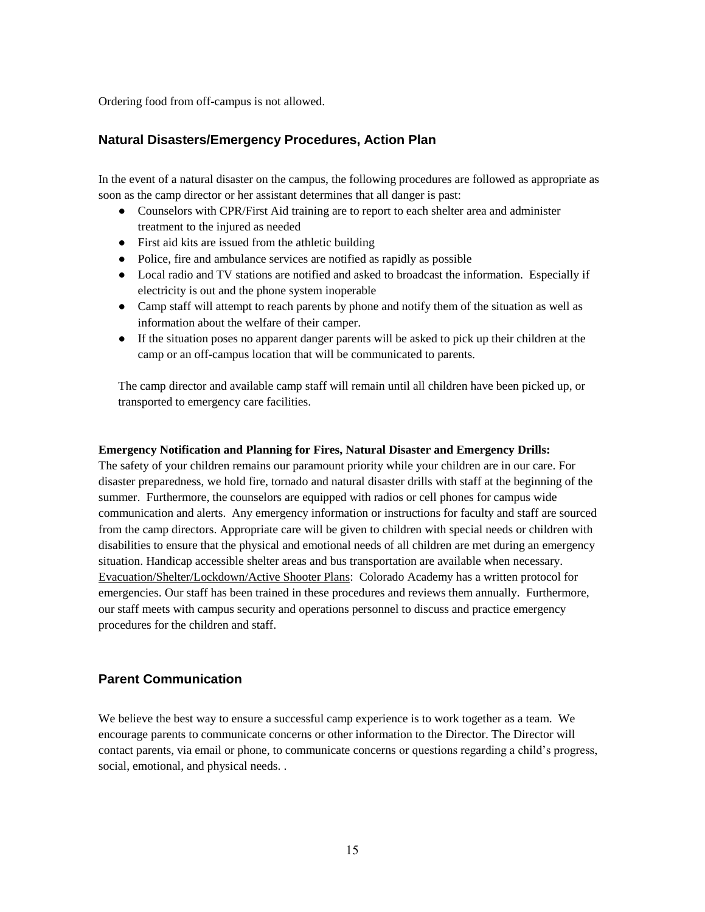Ordering food from off-campus is not allowed.

## Natural Disasters/Emergency Procedures, Action Plan

In the event of a natural disaster on the campus, the following procedures are followed as appropriate as soon as the camp director or her assistant determines that all danger is past:

- Counselors with CPR/First Aid training are to report to each shelter area and administer treatment to the injured as needed
- First aid kits are issued from the athletic building
- Police, fire and ambulance services are notified as rapidly as possible
- Local radio and TV stations are notified and asked to broadcast the information. Especially if electricity is out and the phone system inoperable
- Camp staff will attempt to reach parents by phone and notify them of the situation as well as information about the welfare of their camper.
- If the situation poses no apparent danger parents will be asked to pick up their children at the camp or an off-campus location that will be communicated to parents.

The camp director and available camp staff will remain until all children have been picked up, or transported to emergency care facilities.

**Emergency Notification and Planning for Fires, Natural Disaster and Emergency Drills:**
The safety of your children remains our paramount priority while your children are in our care. For disaster preparedness, we hold fire, tornado and natural disaster drills with staff at the beginning of the summer. Furthermore, the counselors are equipped with radios or cell phones for campus wide communication and alerts. Any emergency information or instructions for faculty and staff are sourced from the camp directors. Appropriate care will be given to children with special needs or children with disabilities to ensure that the physical and emotional needs of all children are met during an emergency situation. Handicap accessible shelter areas and bus transportation are available when necessary. Evacuation/Shelter/Lockdown/Active Shooter Plans: Colorado Academy has a written protocol for emergencies. Our staff has been trained in these procedures and reviews them annually. Furthermore, our staff meets with campus security and operations personnel to discuss and practice emergency procedures for the children and staff.

## Parent Communication

We believe the best way to ensure a successful camp experience is to work together as a team. We encourage parents to communicate concerns or other information to the Director. The Director will contact parents, via email or phone, to communicate concerns or questions regarding a child's progress, social, emotional, and physical needs. .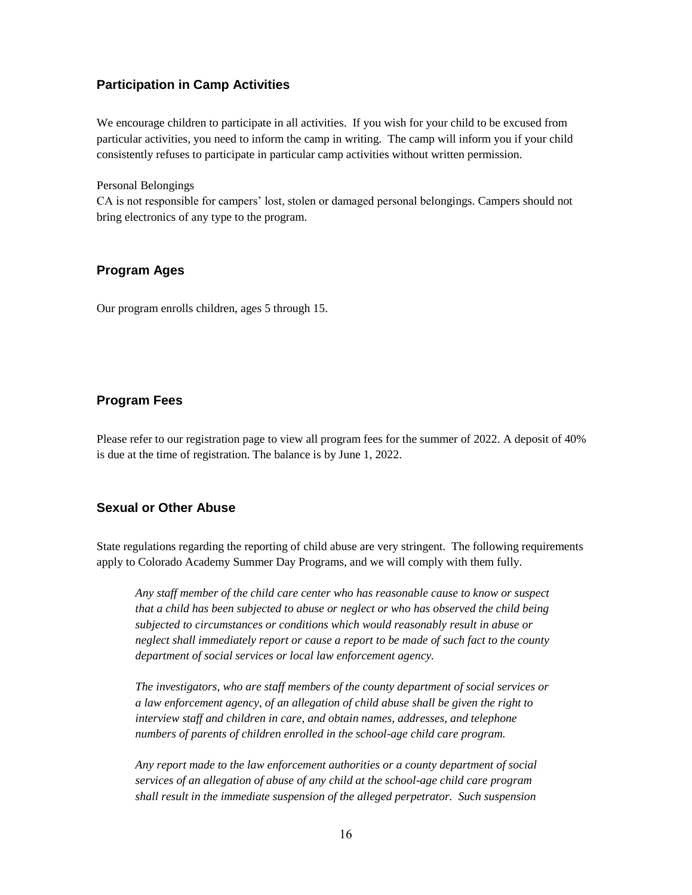## Participation in Camp Activities

We encourage children to participate in all activities. If you wish for your child to be excused from particular activities, you need to inform the camp in writing. The camp will inform you if your child consistently refuses to participate in particular camp activities without written permission.

Personal Belongings
CA is not responsible for campers' lost, stolen or damaged personal belongings. Campers should not bring electronics of any type to the program.

## Program Ages

Our program enrolls children, ages 5 through 15.

## Program Fees

Please refer to our registration page to view all program fees for the summer of 2022. A deposit of 40% is due at the time of registration. The balance is by June 1, 2022.

## Sexual or Other Abuse

State regulations regarding the reporting of child abuse are very stringent. The following requirements apply to Colorado Academy Summer Day Programs, and we will comply with them fully.

> *Any staff member of the child care center who has reasonable cause to know or suspect that a child has been subjected to abuse or neglect or who has observed the child being subjected to circumstances or conditions which would reasonably result in abuse or neglect shall immediately report or cause a report to be made of such fact to the county department of social services or local law enforcement agency.*
>
> *The investigators, who are staff members of the county department of social services or a law enforcement agency, of an allegation of child abuse shall be given the right to interview staff and children in care, and obtain names, addresses, and telephone numbers of parents of children enrolled in the school-age child care program.*
>
> *Any report made to the law enforcement authorities or a county department of social services of an allegation of abuse of any child at the school-age child care program shall result in the immediate suspension of the alleged perpetrator. Such suspension*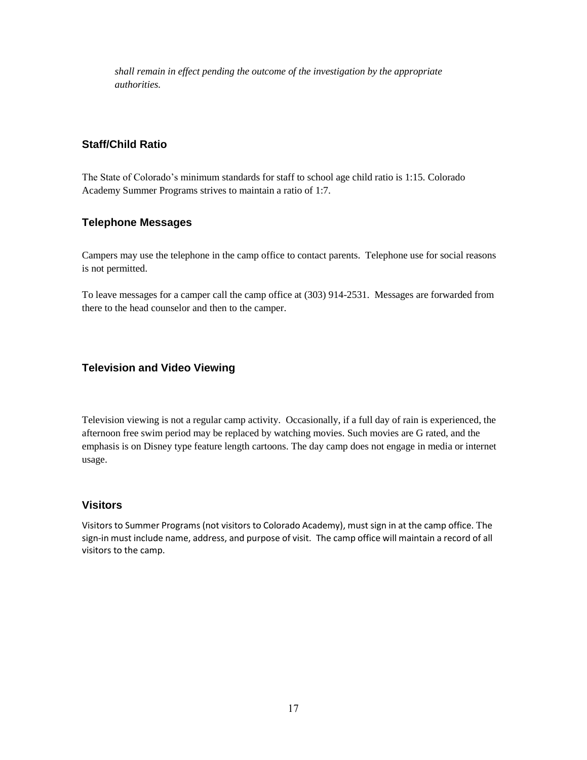*shall remain in effect pending the outcome of the investigation by the appropriate authorities.*

## Staff/Child Ratio

The State of Colorado's minimum standards for staff to school age child ratio is 1:15. Colorado Academy Summer Programs strives to maintain a ratio of 1:7.

## Telephone Messages

Campers may use the telephone in the camp office to contact parents. Telephone use for social reasons is not permitted.

To leave messages for a camper call the camp office at (303) 914-2531. Messages are forwarded from there to the head counselor and then to the camper.

## Television and Video Viewing

Television viewing is not a regular camp activity. Occasionally, if a full day of rain is experienced, the afternoon free swim period may be replaced by watching movies. Such movies are G rated, and the emphasis is on Disney type feature length cartoons. The day camp does not engage in media or internet usage.

## Visitors

Visitors to Summer Programs (not visitors to Colorado Academy), must sign in at the camp office. The sign-in must include name, address, and purpose of visit. The camp office will maintain a record of all visitors to the camp.